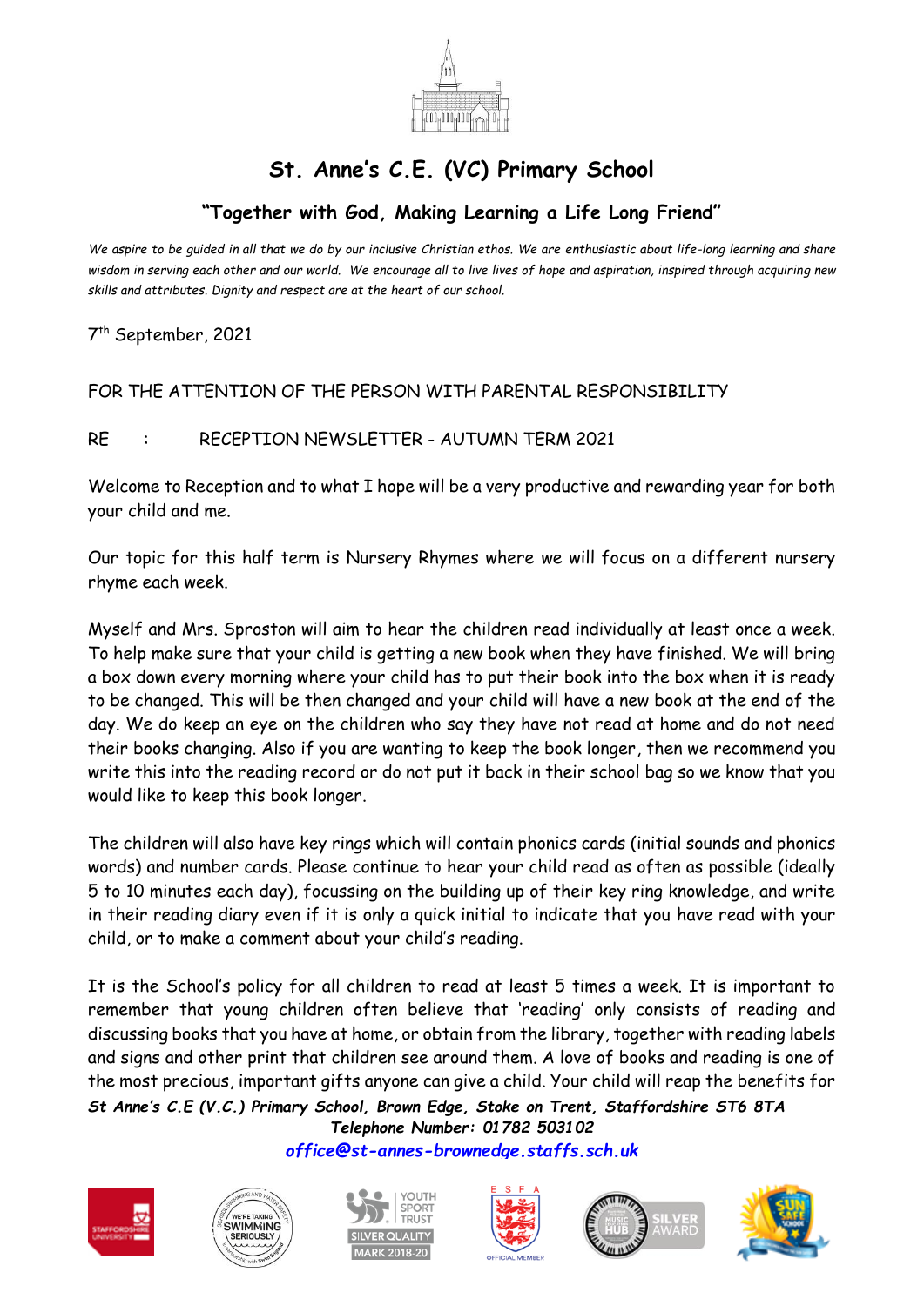# St. Anne's C.E. (VC) Primary School

## "Together with God, Making Learning a Life Long Friend"

*We aspire to be guided in all that we do by our inclusive Christian ethos. We are enthusiastic about life-long learning and share wisdom in serving each other and our world. We encourage all to live lives of hope and aspiration, inspired through acquiring new skills and attributes. Dignity and respect are at the heart of our school.*

7th September, 2021

FOR THE ATTENTION OF THE PERSON WITH PARENTAL RESPONSIBILITY

RE : RECEPTION NEWSLETTER - AUTUMN TERM 2021

Welcome to Reception and to what I hope will be a very productive and rewarding year for both your child and me.

Our topic for this half term is Nursery Rhymes where we will focus on a different nursery rhyme each week.

Myself and Mrs. Sproston will aim to hear the children read individually at least once a week. To help make sure that your child is getting a new book when they have finished. We will bring a box down every morning where your child has to put their book into the box when it is ready to be changed. This will be then changed and your child will have a new book at the end of the day. We do keep an eye on the children who say they have not read at home and do not need their books changing. Also if you are wanting to keep the book longer, then we recommend you write this into the reading record or do not put it back in their school bag so we know that you would like to keep this book longer.

The children will also have key rings which will contain phonics cards (initial sounds and phonics words) and number cards. Please continue to hear your child read as often as possible (ideally 5 to 10 minutes each day), focussing on the building up of their key ring knowledge, and write in their reading diary even if it is only a quick initial to indicate that you have read with your child, or to make a comment about your child's reading.

It is the School's policy for all children to read at least 5 times a week. It is important to remember that young children often believe that 'reading' only consists of reading and discussing books that you have at home, or obtain from the library, together with reading labels and signs and other print that children see around them. A love of books and reading is one of the most precious, important gifts anyone can give a child. Your child will reap the benefits for

***St Anne's C.E (V.C.) Primary School, Brown Edge, Stoke on Trent, Staffordshire ST6 8TA***
***Telephone Number: 01782 503102***
***office@st-annes-brownedge.staffs.sch.uk***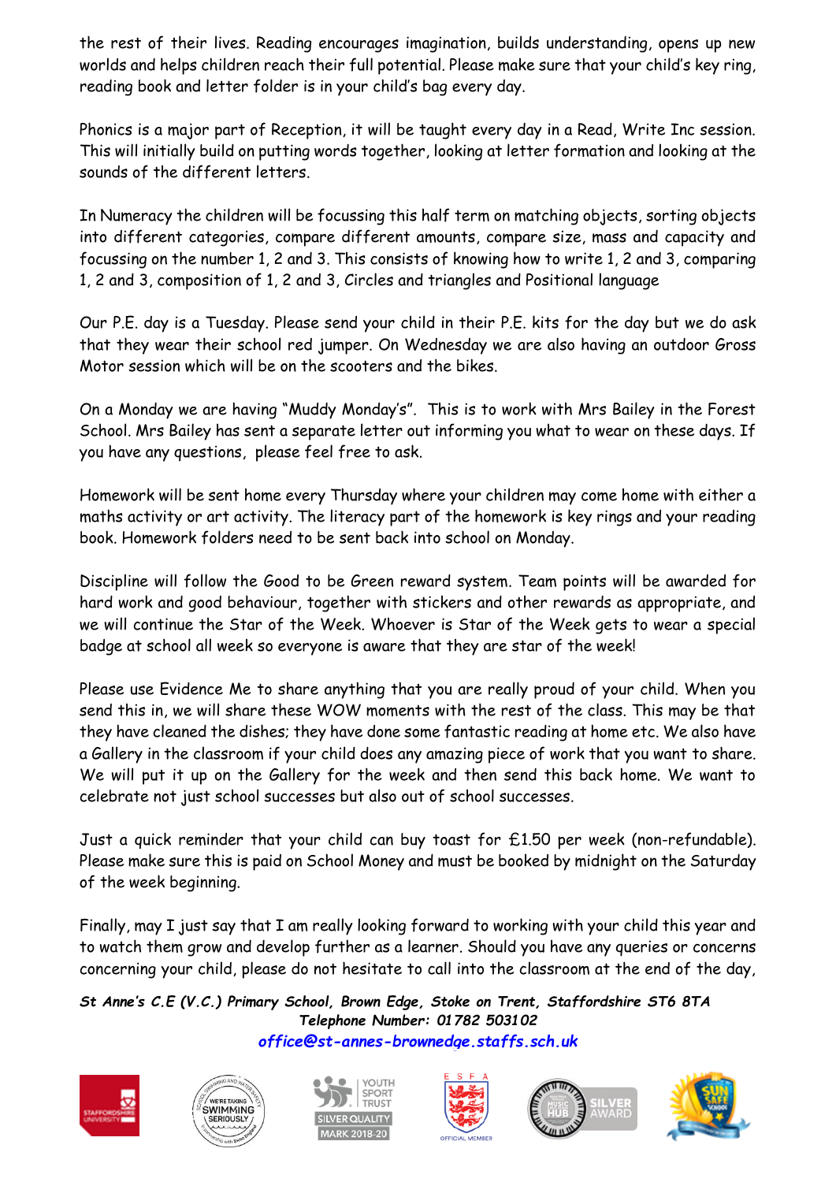the rest of their lives. Reading encourages imagination, builds understanding, opens up new worlds and helps children reach their full potential. Please make sure that your child's key ring, reading book and letter folder is in your child's bag every day.

Phonics is a major part of Reception, it will be taught every day in a Read, Write Inc session. This will initially build on putting words together, looking at letter formation and looking at the sounds of the different letters.

In Numeracy the children will be focussing this half term on matching objects, sorting objects into different categories, compare different amounts, compare size, mass and capacity and focussing on the number 1, 2 and 3. This consists of knowing how to write 1, 2 and 3, comparing 1, 2 and 3, composition of 1, 2 and 3, Circles and triangles and Positional language

Our P.E. day is a Tuesday. Please send your child in their P.E. kits for the day but we do ask that they wear their school red jumper. On Wednesday we are also having an outdoor Gross Motor session which will be on the scooters and the bikes.

On a Monday we are having "Muddy Monday's". This is to work with Mrs Bailey in the Forest School. Mrs Bailey has sent a separate letter out informing you what to wear on these days. If you have any questions, please feel free to ask.

Homework will be sent home every Thursday where your children may come home with either a maths activity or art activity. The literacy part of the homework is key rings and your reading book. Homework folders need to be sent back into school on Monday.

Discipline will follow the Good to be Green reward system. Team points will be awarded for hard work and good behaviour, together with stickers and other rewards as appropriate, and we will continue the Star of the Week. Whoever is Star of the Week gets to wear a special badge at school all week so everyone is aware that they are star of the week!

Please use Evidence Me to share anything that you are really proud of your child. When you send this in, we will share these WOW moments with the rest of the class. This may be that they have cleaned the dishes; they have done some fantastic reading at home etc. We also have a Gallery in the classroom if your child does any amazing piece of work that you want to share. We will put it up on the Gallery for the week and then send this back home. We want to celebrate not just school successes but also out of school successes.

Just a quick reminder that your child can buy toast for £1.50 per week (non-refundable). Please make sure this is paid on School Money and must be booked by midnight on the Saturday of the week beginning.

Finally, may I just say that I am really looking forward to working with your child this year and to watch them grow and develop further as a learner. Should you have any queries or concerns concerning your child, please do not hesitate to call into the classroom at the end of the day,

***St Anne's C.E (V.C.) Primary School, Brown Edge, Stoke on Trent, Staffordshire ST6 8TA***
***Telephone Number: 01782 503102***
***office@st-annes-brownedge.staffs.sch.uk***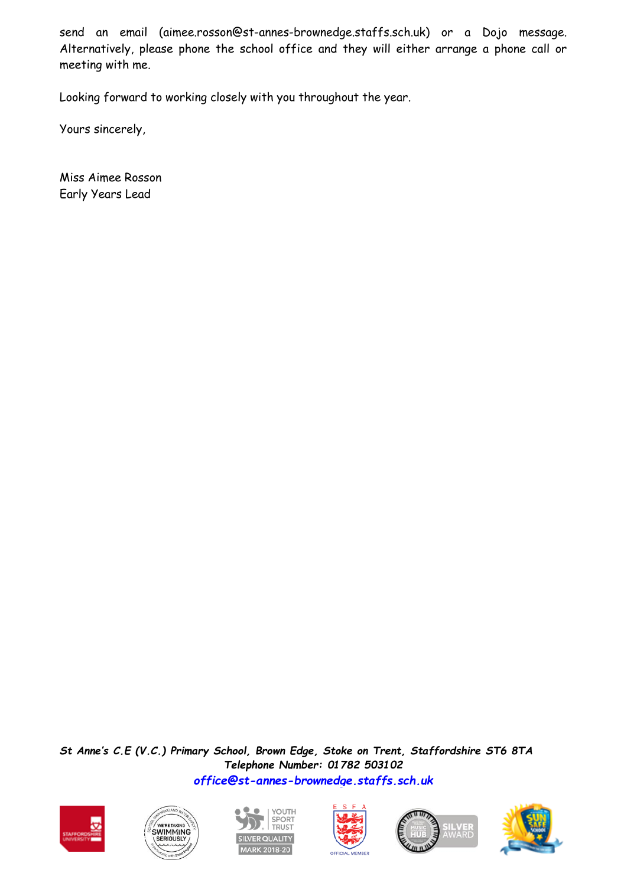send an email (aimee.rosson@st-annes-brownedge.staffs.sch.uk) or a Dojo message. Alternatively, please phone the school office and they will either arrange a phone call or meeting with me.

Looking forward to working closely with you throughout the year.

Yours sincerely,

Miss Aimee Rosson
Early Years Lead

***St Anne's C.E (V.C.) Primary School, Brown Edge, Stoke on Trent, Staffordshire ST6 8TA***
***Telephone Number: 01782 503102***
***office@st-annes-brownedge.staffs.sch.uk***